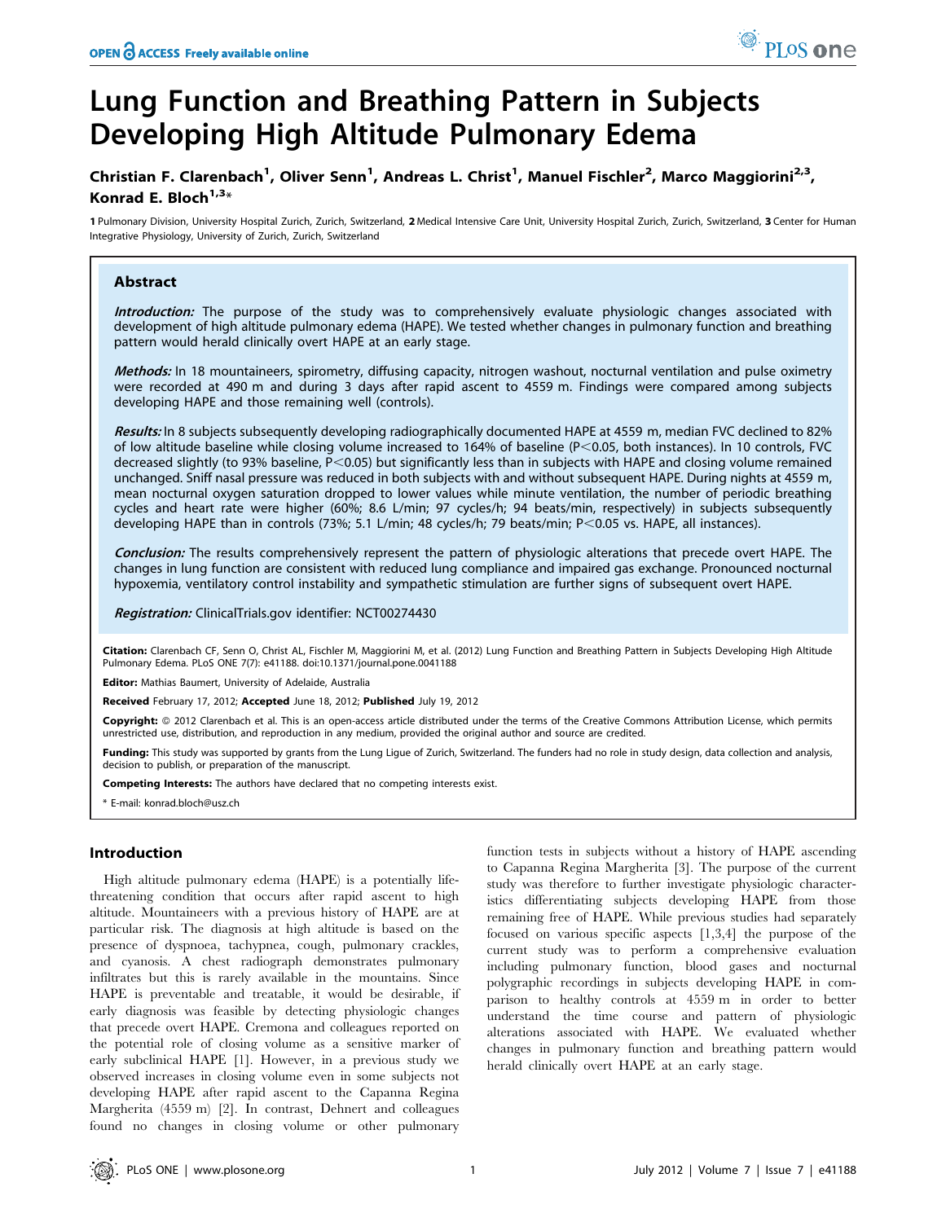# Lung Function and Breathing Pattern in Subjects Developing High Altitude Pulmonary Edema

**Christian F. Clarenbach[1], Oliver Senn[1], Andreas L. Christ[1], Manuel Fischler[2], Marco Maggiorini[2,3], Konrad E. Bloch[1,3]***

1 Pulmonary Division, University Hospital Zurich, Zurich, Switzerland, 2 Medical Intensive Care Unit, University Hospital Zurich, Zurich, Switzerland, 3 Center for Human Integrative Physiology, University of Zurich, Zurich, Switzerland

## Abstract

***Introduction:*** The purpose of the study was to comprehensively evaluate physiologic changes associated with development of high altitude pulmonary edema (HAPE). We tested whether changes in pulmonary function and breathing pattern would herald clinically overt HAPE at an early stage.

***Methods:*** In 18 mountaineers, spirometry, diffusing capacity, nitrogen washout, nocturnal ventilation and pulse oximetry were recorded at 490 m and during 3 days after rapid ascent to 4559 m. Findings were compared among subjects developing HAPE and those remaining well (controls).

***Results:*** In 8 subjects subsequently developing radiographically documented HAPE at 4559 m, median FVC declined to 82% of low altitude baseline while closing volume increased to 164% of baseline ($P<0.05$, both instances). In 10 controls, FVC decreased slightly (to 93% baseline, $P<0.05$) but significantly less than in subjects with HAPE and closing volume remained unchanged. Sniff nasal pressure was reduced in both subjects with and without subsequent HAPE. During nights at 4559 m, mean nocturnal oxygen saturation dropped to lower values while minute ventilation, the number of periodic breathing cycles and heart rate were higher (60%; 8.6 L/min; 97 cycles/h; 94 beats/min, respectively) in subjects subsequently developing HAPE than in controls (73%; 5.1 L/min; 48 cycles/h; 79 beats/min; $P<0.05$ vs. HAPE, all instances).

***Conclusion:*** The results comprehensively represent the pattern of physiologic alterations that precede overt HAPE. The changes in lung function are consistent with reduced lung compliance and impaired gas exchange. Pronounced nocturnal hypoxemia, ventilatory control instability and sympathetic stimulation are further signs of subsequent overt HAPE.

***Registration:*** ClinicalTrials.gov identifier: NCT00274430

**Citation:** Clarenbach CF, Senn O, Christ AL, Fischler M, Maggiorini M, et al. (2012) Lung Function and Breathing Pattern in Subjects Developing High Altitude Pulmonary Edema. PLoS ONE 7(7): e41188. doi:10.1371/journal.pone.0041188

**Editor:** Mathias Baumert, University of Adelaide, Australia

**Received** February 17, 2012; **Accepted** June 18, 2012; **Published** July 19, 2012

**Copyright:** © 2012 Clarenbach et al. This is an open-access article distributed under the terms of the Creative Commons Attribution License, which permits unrestricted use, distribution, and reproduction in any medium, provided the original author and source are credited.

**Funding:** This study was supported by grants from the Lung Ligue of Zurich, Switzerland. The funders had no role in study design, data collection and analysis, decision to publish, or preparation of the manuscript.

**Competing Interests:** The authors have declared that no competing interests exist.

\* E-mail: konrad.bloch@usz.ch

## Introduction

High altitude pulmonary edema (HAPE) is a potentially life-threatening condition that occurs after rapid ascent to high altitude. Mountaineers with a previous history of HAPE are at particular risk. The diagnosis at high altitude is based on the presence of dyspnoea, tachypnea, cough, pulmonary crackles, and cyanosis. A chest radiograph demonstrates pulmonary infiltrates but this is rarely available in the mountains. Since HAPE is preventable and treatable, it would be desirable, if early diagnosis was feasible by detecting physiologic changes that precede overt HAPE. Cremona and colleagues reported on the potential role of closing volume as a sensitive marker of early subclinical HAPE [1]. However, in a previous study we observed increases in closing volume even in some subjects not developing HAPE after rapid ascent to the Capanna Regina Margherita (4559 m) [2]. In contrast, Dehnert and colleagues found no changes in closing volume or other pulmonary function tests in subjects without a history of HAPE ascending to Capanna Regina Margherita [3]. The purpose of the current study was therefore to further investigate physiologic characteristics differentiating subjects developing HAPE from those remaining free of HAPE. While previous studies had separately focused on various specific aspects [1,3,4] the purpose of the current study was to perform a comprehensive evaluation including pulmonary function, blood gases and nocturnal polygraphic recordings in subjects developing HAPE in comparison to healthy controls at 4559 m in order to better understand the time course and pattern of physiologic alterations associated with HAPE. We evaluated whether changes in pulmonary function and breathing pattern would herald clinically overt HAPE at an early stage.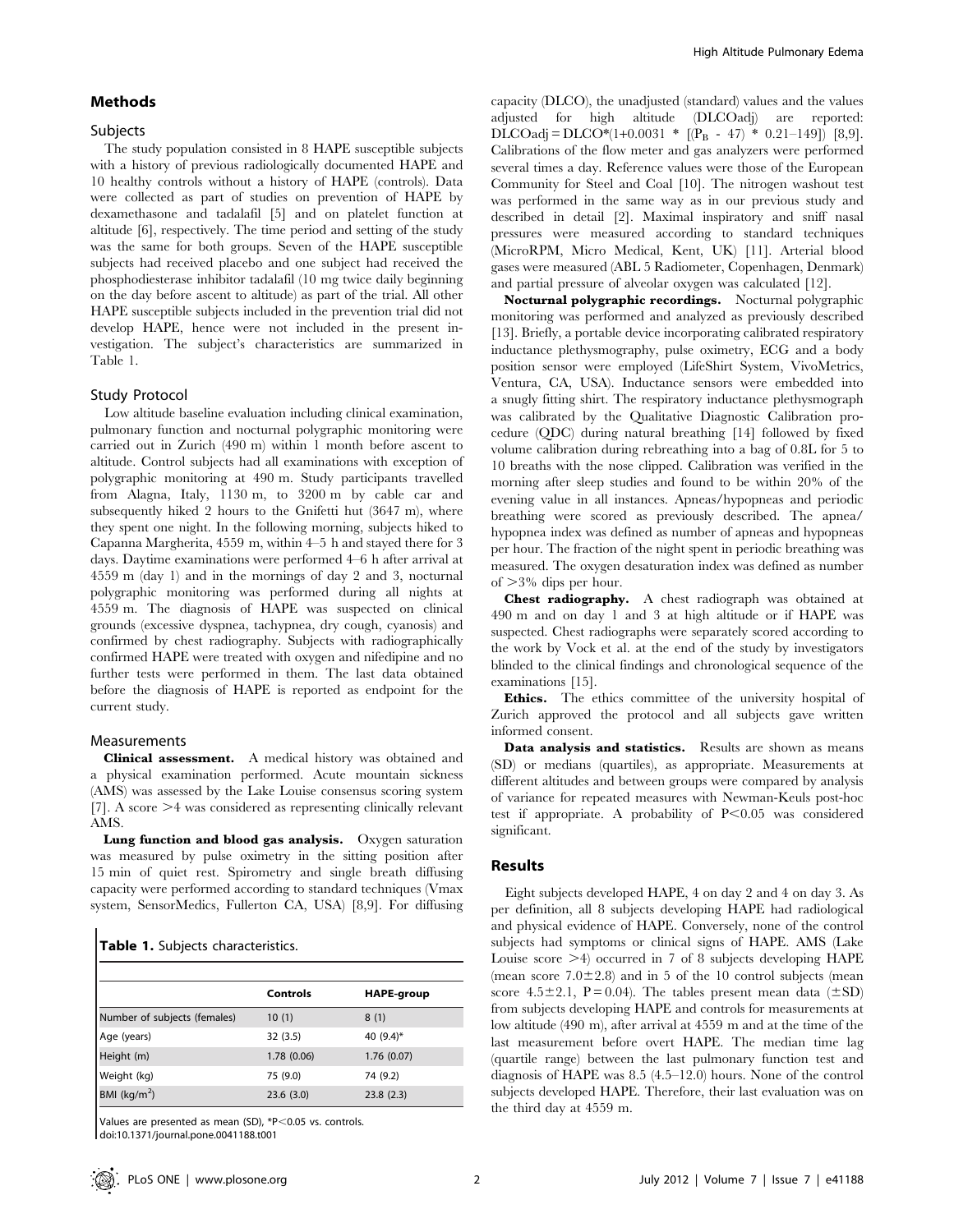## Methods

### Subjects

The study population consisted in 8 HAPE susceptible subjects with a history of previous radiologically documented HAPE and 10 healthy controls without a history of HAPE (controls). Data were collected as part of studies on prevention of HAPE by dexamethasone and tadalafil [5] and on platelet function at altitude [6], respectively. The time period and setting of the study was the same for both groups. Seven of the HAPE susceptible subjects had received placebo and one subject had received the phosphodiesterase inhibitor tadalafil (10 mg twice daily beginning on the day before ascent to altitude) as part of the trial. All other HAPE susceptible subjects included in the prevention trial did not develop HAPE, hence were not included in the present investigation. The subject's characteristics are summarized in Table 1.

### Study Protocol

Low altitude baseline evaluation including clinical examination, pulmonary function and nocturnal polygraphic monitoring were carried out in Zurich (490 m) within 1 month before ascent to altitude. Control subjects had all examinations with exception of polygraphic monitoring at 490 m. Study participants travelled from Alagna, Italy, 1130 m, to 3200 m by cable car and subsequently hiked 2 hours to the Gnifetti hut (3647 m), where they spent one night. In the following morning, subjects hiked to Capanna Margherita, 4559 m, within 4–5 h and stayed there for 3 days. Daytime examinations were performed 4–6 h after arrival at 4559 m (day 1) and in the mornings of day 2 and 3, nocturnal polygraphic monitoring was performed during all nights at 4559 m. The diagnosis of HAPE was suspected on clinical grounds (excessive dyspnea, tachypnea, dry cough, cyanosis) and confirmed by chest radiography. Subjects with radiographically confirmed HAPE were treated with oxygen and nifedipine and no further tests were performed in them. The last data obtained before the diagnosis of HAPE is reported as endpoint for the current study.

### Measurements

**Clinical assessment.** A medical history was obtained and a physical examination performed. Acute mountain sickness (AMS) was assessed by the Lake Louise consensus scoring system [7]. A score >4 was considered as representing clinically relevant AMS.

**Lung function and blood gas analysis.** Oxygen saturation was measured by pulse oximetry in the sitting position after 15 min of quiet rest. Spirometry and single breath diffusing capacity were performed according to standard techniques (Vmax system, SensorMedics, Fullerton CA, USA) [8,9]. For diffusing capacity (DLCO), the unadjusted (standard) values and the values adjusted for high altitude (DLCOadj) are reported: DLCOadj = DLCO*(1+0.0031 * [($P_B$ - 47) * 0.21–149]) [8,9]. Calibrations of the flow meter and gas analyzers were performed several times a day. Reference values were those of the European Community for Steel and Coal [10]. The nitrogen washout test was performed in the same way as in our previous study and described in detail [2]. Maximal inspiratory and sniff nasal pressures were measured according to standard techniques (MicroRPM, Micro Medical, Kent, UK) [11]. Arterial blood gases were measured (ABL 5 Radiometer, Copenhagen, Denmark) and partial pressure of alveolar oxygen was calculated [12].

**Nocturnal polygraphic recordings.** Nocturnal polygraphic monitoring was performed and analyzed as previously described [13]. Briefly, a portable device incorporating calibrated respiratory inductance plethysmography, pulse oximetry, ECG and a body position sensor were employed (LifeShirt System, VivoMetrics, Ventura, CA, USA). Inductance sensors were embedded into a snugly fitting shirt. The respiratory inductance plethysmograph was calibrated by the Qualitative Diagnostic Calibration procedure (QDC) during natural breathing [14] followed by fixed volume calibration during rebreathing into a bag of 0.8L for 5 to 10 breaths with the nose clipped. Calibration was verified in the morning after sleep studies and found to be within 20% of the evening value in all instances. Apneas/hypopneas and periodic breathing were scored as previously described. The apnea/hypopnea index was defined as number of apneas and hypopneas per hour. The fraction of the night spent in periodic breathing was measured. The oxygen desaturation index was defined as number of >3% dips per hour.

**Chest radiography.** A chest radiograph was obtained at 490 m and on day 1 and 3 at high altitude or if HAPE was suspected. Chest radiographs were separately scored according to the work by Vock et al. at the end of the study by investigators blinded to the clinical findings and chronological sequence of the examinations [15].

**Ethics.** The ethics committee of the university hospital of Zurich approved the protocol and all subjects gave written informed consent.

**Data analysis and statistics.** Results are shown as means (SD) or medians (quartiles), as appropriate. Measurements at different altitudes and between groups were compared by analysis of variance for repeated measures with Newman-Keuls post-hoc test if appropriate. A probability of $P<0.05$ was considered significant.

**Table 1.** Subjects characteristics.

| | Controls | HAPE-group |
|---|---|---|
| Number of subjects (females) | 10 (1) | 8 (1) |
| Age (years) | 32 (3.5) | 40 (9.4)* |
| Height (m) | 1.78 (0.06) | 1.76 (0.07) |
| Weight (kg) | 75 (9.0) | 74 (9.2) |
| BMI (kg/m$^2$) | 23.6 (3.0) | 23.8 (2.3) |

Values are presented as mean (SD), *$P<0.05$ vs. controls.
doi:10.1371/journal.pone.0041188.t001

## Results

Eight subjects developed HAPE, 4 on day 2 and 4 on day 3. As per definition, all 8 subjects developing HAPE had radiological and physical evidence of HAPE. Conversely, none of the control subjects had symptoms or clinical signs of HAPE. AMS (Lake Louise score >4) occurred in 7 of 8 subjects developing HAPE (mean score 7.0±2.8) and in 5 of the 10 control subjects (mean score 4.5±2.1, P = 0.04). The tables present mean data (±SD) from subjects developing HAPE and controls for measurements at low altitude (490 m), after arrival at 4559 m and at the time of the last measurement before overt HAPE. The median time lag (quartile range) between the last pulmonary function test and diagnosis of HAPE was 8.5 (4.5–12.0) hours. None of the control subjects developed HAPE. Therefore, their last evaluation was on the third day at 4559 m.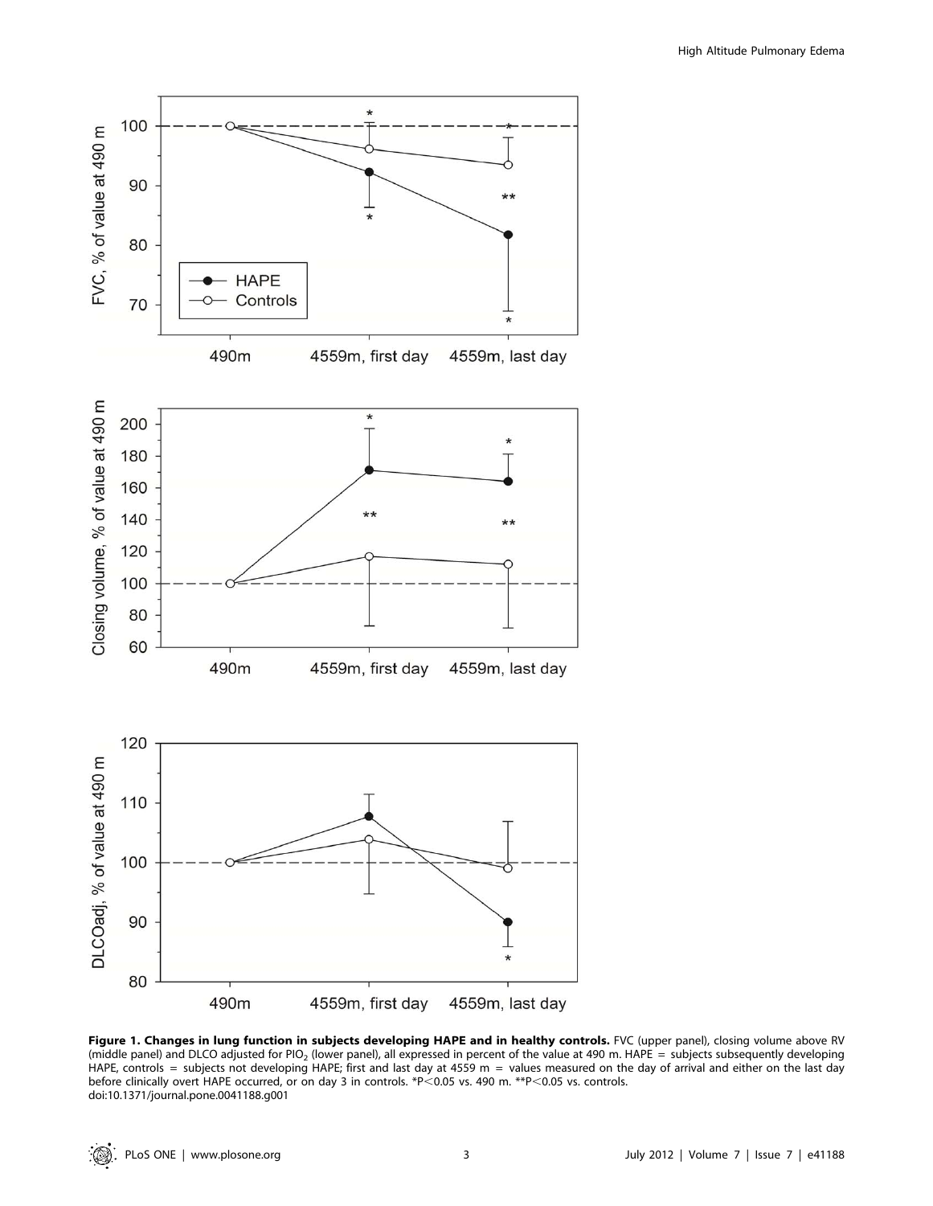FVC, % of value at 490 m

100

90

80

70

HAPE

Controls

490m

4559m, first day

4559m, last day

*

*

*

**

*

Closing volume, % of value at 490 m

200

180

160

140

120

100

80

60

490m

4559m, first day

4559m, last day

*

*

**

**

DLCOadj, % of value at 490 m

120

110

100

90

80

490m

4559m, first day

4559m, last day

*

**Figure 1. Changes in lung function in subjects developing HAPE and in healthy controls.** FVC (upper panel), closing volume above RV (middle panel) and DLCO adjusted for $PIO_2$ (lower panel), all expressed in percent of the value at 490 m. HAPE = subjects subsequently developing HAPE, controls = subjects not developing HAPE; first and last day at 4559 m = values measured on the day of arrival and either on the last day before clinically overt HAPE occurred, or on day 3 in controls. *$P<0.05$ vs. 490 m. **$P<0.05$ vs. controls.
doi:10.1371/journal.pone.0041188.g001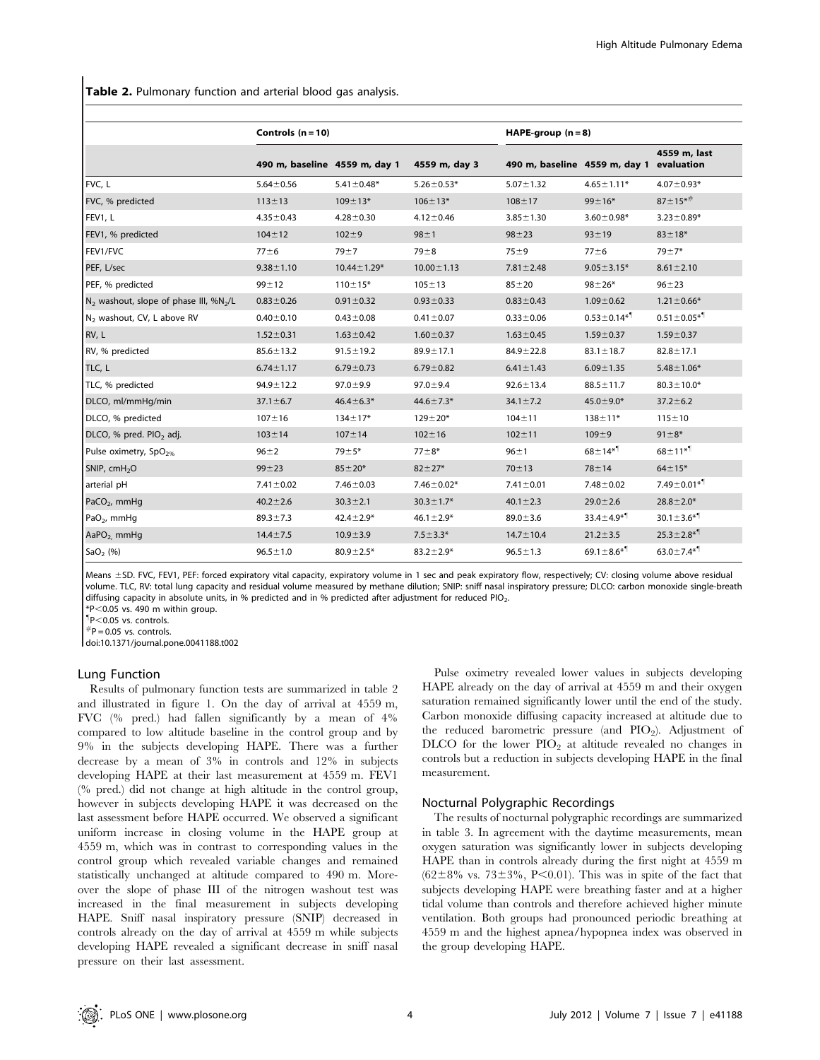**Table 2.** Pulmonary function and arterial blood gas analysis.

| | Controls (n = 10) | | | HAPE-group (n = 8) | | |
|---|---|---|---|---|---|---|
| | 490 m, baseline | 4559 m, day 1 | 4559 m, day 3 | 490 m, baseline | 4559 m, day 1 | 4559 m, last evaluation |
| FVC, L | 5.64±0.56 | 5.41±0.48* | 5.26±0.53* | 5.07±1.32 | 4.65±1.11* | 4.07±0.93* |
| FVC, % predicted | 113±13 | 109±13* | 106±13* | 108±17 | 99±16* | 87±15*# |
| FEV1, L | 4.35±0.43 | 4.28±0.30 | 4.12±0.46 | 3.85±1.30 | 3.60±0.98* | 3.23±0.89* |
| FEV1, % predicted | 104±12 | 102±9 | 98±1 | 98±23 | 93±19 | 83±18* |
| FEV1/FVC | 77±6 | 79±7 | 79±8 | 75±9 | 77±6 | 79±7* |
| PEF, L/sec | 9.38±1.10 | 10.44±1.29* | 10.00±1.13 | 7.81±2.48 | 9.05±3.15* | 8.61±2.10 |
| PEF, % predicted | 99±12 | 110±15* | 105±13 | 85±20 | 98±26* | 96±23 |
| $N_2$ washout, slope of phase III, $\%N_2$/L | 0.83±0.26 | 0.91±0.32 | 0.93±0.33 | 0.83±0.43 | 1.09±0.62 | 1.21±0.66* |
| $N_2$ washout, CV, L above RV | 0.40±0.10 | 0.43±0.08 | 0.41±0.07 | 0.33±0.06 | 0.53±0.14*¶ | 0.51±0.05*¶ |
| RV, L | 1.52±0.31 | 1.63±0.42 | 1.60±0.37 | 1.63±0.45 | 1.59±0.37 | 1.59±0.37 |
| RV, % predicted | 85.6±13.2 | 91.5±19.2 | 89.9±17.1 | 84.9±22.8 | 83.1±18.7 | 82.8±17.1 |
| TLC, L | 6.74±1.17 | 6.79±0.73 | 6.79±0.82 | 6.41±1.43 | 6.09±1.35 | 5.48±1.06* |
| TLC, % predicted | 94.9±12.2 | 97.0±9.9 | 97.0±9.4 | 92.6±13.4 | 88.5±11.7 | 80.3±10.0* |
| DLCO, ml/mmHg/min | 37.1±6.7 | 46.4±6.3* | 44.6±7.3* | 34.1±7.2 | 45.0±9.0* | 37.2±6.2 |
| DLCO, % predicted | 107±16 | 134±17* | 129±20* | 104±11 | 138±11* | 115±10 |
| DLCO, % pred. $PIO_2$ adj. | 103±14 | 107±14 | 102±16 | 102±11 | 109±9 | 91±8* |
| Pulse oximetry, $SpO_{2\%}$ | 96±2 | 79±5* | 77±8* | 96±1 | 68±14*¶ | 68±11*¶ |
| SNIP, $cmH_2O$ | 99±23 | 85±20* | 82±27* | 70±13 | 78±14 | 64±15* |
| arterial pH | 7.41±0.02 | 7.46±0.03 | 7.46±0.02* | 7.41±0.01 | 7.48±0.02 | 7.49±0.01*¶ |
| $PaCO_2$, mmHg | 40.2±2.6 | 30.3±2.1 | 30.3±1.7* | 40.1±2.3 | 29.0±2.6 | 28.8±2.0* |
| $PaO_2$, mmHg | 89.3±7.3 | 42.4±2.9* | 46.1±2.9* | 89.0±3.6 | 33.4±4.9*¶ | 30.1±3.6*¶ |
| $AaPO_2$, mmHg | 14.4±7.5 | 10.9±3.9 | 7.5±3.3* | 14.7±10.4 | 21.2±3.5 | 25.3±2.8*¶ |
| $SaO_2$ (%) | 96.5±1.0 | 80.9±2.5* | 83.2±2.9* | 96.5±1.3 | 69.1±8.6*¶ | 63.0±7.4*¶ |

Means ±SD. FVC, FEV1, PEF: forced expiratory vital capacity, expiratory volume in 1 sec and peak expiratory flow, respectively; CV: closing volume above residual volume. TLC, RV: total lung capacity and residual volume measured by methane dilution; SNIP: sniff nasal inspiratory pressure; DLCO: carbon monoxide single-breath diffusing capacity in absolute units, in % predicted and in % predicted after adjustment for reduced $PIO_2$.

*P<0.05 vs. 490 m within group.

¶P<0.05 vs. controls.

#P = 0.05 vs. controls.

doi:10.1371/journal.pone.0041188.t002

## Lung Function

Results of pulmonary function tests are summarized in table 2 and illustrated in figure 1. On the day of arrival at 4559 m, FVC (% pred.) had fallen significantly by a mean of 4% compared to low altitude baseline in the control group and by 9% in the subjects developing HAPE. There was a further decrease by a mean of 3% in controls and 12% in subjects developing HAPE at their last measurement at 4559 m. FEV1 (% pred.) did not change at high altitude in the control group, however in subjects developing HAPE it was decreased on the last assessment before HAPE occurred. We observed a significant uniform increase in closing volume in the HAPE group at 4559 m, which was in contrast to corresponding values in the control group which revealed variable changes and remained statistically unchanged at altitude compared to 490 m. Moreover the slope of phase III of the nitrogen washout test was increased in the final measurement in subjects developing HAPE. Sniff nasal inspiratory pressure (SNIP) decreased in controls already on the day of arrival at 4559 m while subjects developing HAPE revealed a significant decrease in sniff nasal pressure on their last assessment.

Pulse oximetry revealed lower values in subjects developing HAPE already on the day of arrival at 4559 m and their oxygen saturation remained significantly lower until the end of the study. Carbon monoxide diffusing capacity increased at altitude due to the reduced barometric pressure (and $PIO_2$). Adjustment of DLCO for the lower $PIO_2$ at altitude revealed no changes in controls but a reduction in subjects developing HAPE in the final measurement.

## Nocturnal Polygraphic Recordings

The results of nocturnal polygraphic recordings are summarized in table 3. In agreement with the daytime measurements, mean oxygen saturation was significantly lower in subjects developing HAPE than in controls already during the first night at 4559 m (62±8% vs. 73±3%, $P<0.01$). This was in spite of the fact that subjects developing HAPE were breathing faster and at a higher tidal volume than controls and therefore achieved higher minute ventilation. Both groups had pronounced periodic breathing at 4559 m and the highest apnea/hypopnea index was observed in the group developing HAPE.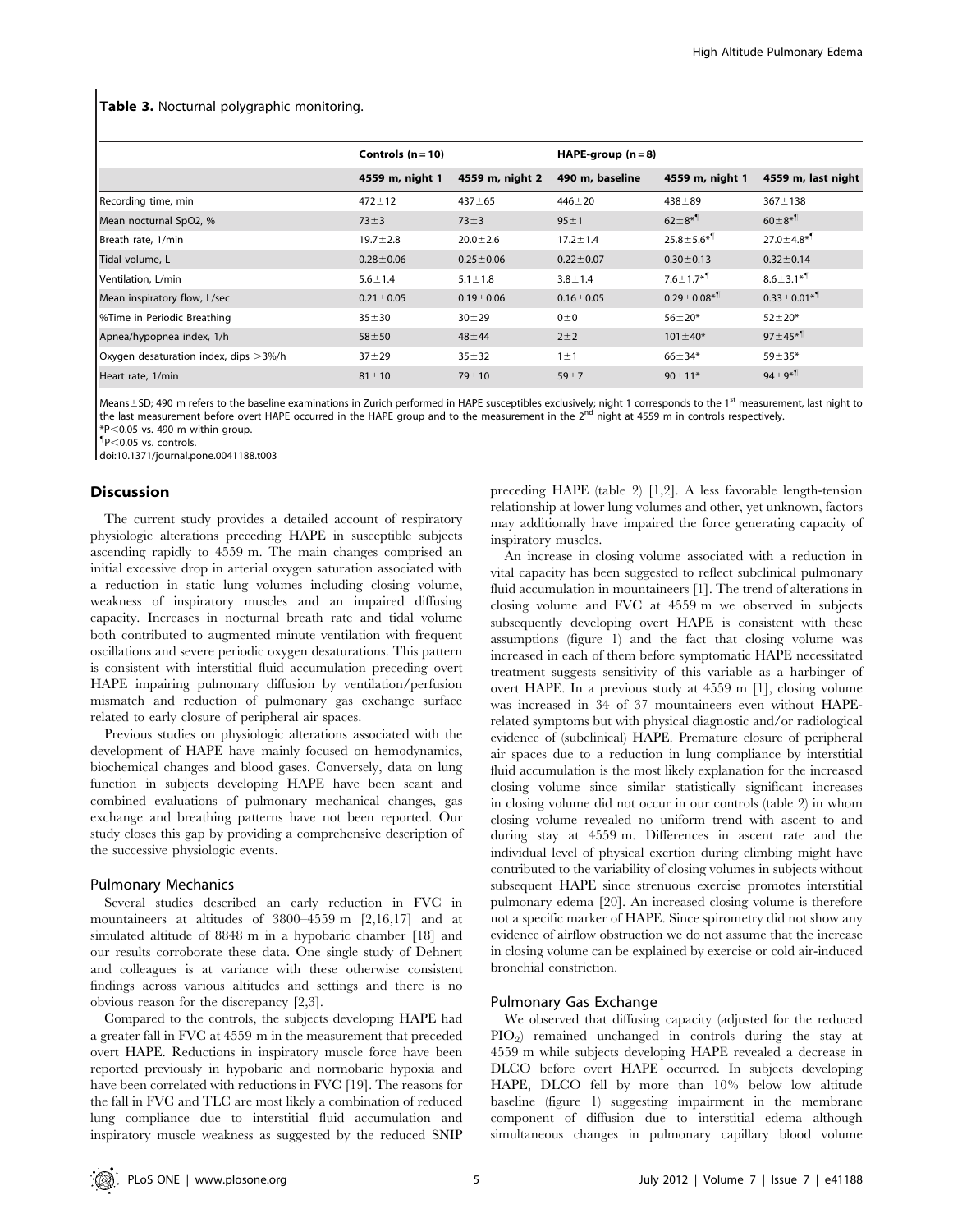**Table 3.** Nocturnal polygraphic monitoring.

| | Controls (n = 10) | | HAPE-group (n = 8) | | |
|---|---|---|---|---|---|
| | 4559 m, night 1 | 4559 m, night 2 | 490 m, baseline | 4559 m, night 1 | 4559 m, last night |
| Recording time, min | 472±12 | 437±65 | 446±20 | 438±89 | 367±138 |
| Mean nocturnal SpO2, % | 73±3 | 73±3 | 95±1 | 62±8*¶ | 60±8*¶ |
| Breath rate, 1/min | 19.7±2.8 | 20.0±2.6 | 17.2±1.4 | 25.8±5.6*¶ | 27.0±4.8*¶ |
| Tidal volume, L | 0.28±0.06 | 0.25±0.06 | 0.22±0.07 | 0.30±0.13 | 0.32±0.14 |
| Ventilation, L/min | 5.6±1.4 | 5.1±1.8 | 3.8±1.4 | 7.6±1.7*¶ | 8.6±3.1*¶ |
| Mean inspiratory flow, L/sec | 0.21±0.05 | 0.19±0.06 | 0.16±0.05 | 0.29±0.08*¶ | 0.33±0.01*¶ |
| %Time in Periodic Breathing | 35±30 | 30±29 | 0±0 | 56±20* | 52±20* |
| Apnea/hypopnea index, 1/h | 58±50 | 48±44 | 2±2 | 101±40* | 97±45*¶ |
| Oxygen desaturation index, dips >3%/h | 37±29 | 35±32 | 1±1 | 66±34* | 59±35* |
| Heart rate, 1/min | 81±10 | 79±10 | 59±7 | 90±11* | 94±9*¶ |

Means±SD; 490 m refers to the baseline examinations in Zurich performed in HAPE susceptibles exclusively; night 1 corresponds to the 1st measurement, last night to the last measurement before overt HAPE occurred in the HAPE group and to the measurement in the 2nd night at 4559 m in controls respectively.
*P<0.05 vs. 490 m within group.
¶P<0.05 vs. controls.
doi:10.1371/journal.pone.0041188.t003

## Discussion

The current study provides a detailed account of respiratory physiologic alterations preceding HAPE in susceptible subjects ascending rapidly to 4559 m. The main changes comprised an initial excessive drop in arterial oxygen saturation associated with a reduction in static lung volumes including closing volume, weakness of inspiratory muscles and an impaired diffusing capacity. Increases in nocturnal breath rate and tidal volume both contributed to augmented minute ventilation with frequent oscillations and severe periodic oxygen desaturations. This pattern is consistent with interstitial fluid accumulation preceding overt HAPE impairing pulmonary diffusion by ventilation/perfusion mismatch and reduction of pulmonary gas exchange surface related to early closure of peripheral air spaces.

Previous studies on physiologic alterations associated with the development of HAPE have mainly focused on hemodynamics, biochemical changes and blood gases. Conversely, data on lung function in subjects developing HAPE have been scant and combined evaluations of pulmonary mechanical changes, gas exchange and breathing patterns have not been reported. Our study closes this gap by providing a comprehensive description of the successive physiologic events.

### Pulmonary Mechanics

Several studies described an early reduction in FVC in mountaineers at altitudes of 3800–4559 m [2,16,17] and at simulated altitude of 8848 m in a hypobaric chamber [18] and our results corroborate these data. One single study of Dehnert and colleagues is at variance with these otherwise consistent findings across various altitudes and settings and there is no obvious reason for the discrepancy [2,3].

Compared to the controls, the subjects developing HAPE had a greater fall in FVC at 4559 m in the measurement that preceded overt HAPE. Reductions in inspiratory muscle force have been reported previously in hypobaric and normobaric hypoxia and have been correlated with reductions in FVC [19]. The reasons for the fall in FVC and TLC are most likely a combination of reduced lung compliance due to interstitial fluid accumulation and inspiratory muscle weakness as suggested by the reduced SNIP preceding HAPE (table 2) [1,2]. A less favorable length-tension relationship at lower lung volumes and other, yet unknown, factors may additionally have impaired the force generating capacity of inspiratory muscles.

An increase in closing volume associated with a reduction in vital capacity has been suggested to reflect subclinical pulmonary fluid accumulation in mountaineers [1]. The trend of alterations in closing volume and FVC at 4559 m we observed in subjects subsequently developing overt HAPE is consistent with these assumptions (figure 1) and the fact that closing volume was increased in each of them before symptomatic HAPE necessitated treatment suggests sensitivity of this variable as a harbinger of overt HAPE. In a previous study at 4559 m [1], closing volume was increased in 34 of 37 mountaineers even without HAPE-related symptoms but with physical diagnostic and/or radiological evidence of (subclinical) HAPE. Premature closure of peripheral air spaces due to a reduction in lung compliance by interstitial fluid accumulation is the most likely explanation for the increased closing volume since similar statistically significant increases in closing volume did not occur in our controls (table 2) in whom closing volume revealed no uniform trend with ascent to and during stay at 4559 m. Differences in ascent rate and the individual level of physical exertion during climbing might have contributed to the variability of closing volumes in subjects without subsequent HAPE since strenuous exercise promotes interstitial pulmonary edema [20]. An increased closing volume is therefore not a specific marker of HAPE. Since spirometry did not show any evidence of airflow obstruction we do not assume that the increase in closing volume can be explained by exercise or cold air-induced bronchial constriction.

### Pulmonary Gas Exchange

We observed that diffusing capacity (adjusted for the reduced $PIO_2$) remained unchanged in controls during the stay at 4559 m while subjects developing HAPE revealed a decrease in DLCO before overt HAPE occurred. In subjects developing HAPE, DLCO fell by more than 10% below low altitude baseline (figure 1) suggesting impairment in the membrane component of diffusion due to interstitial edema although simultaneous changes in pulmonary capillary blood volume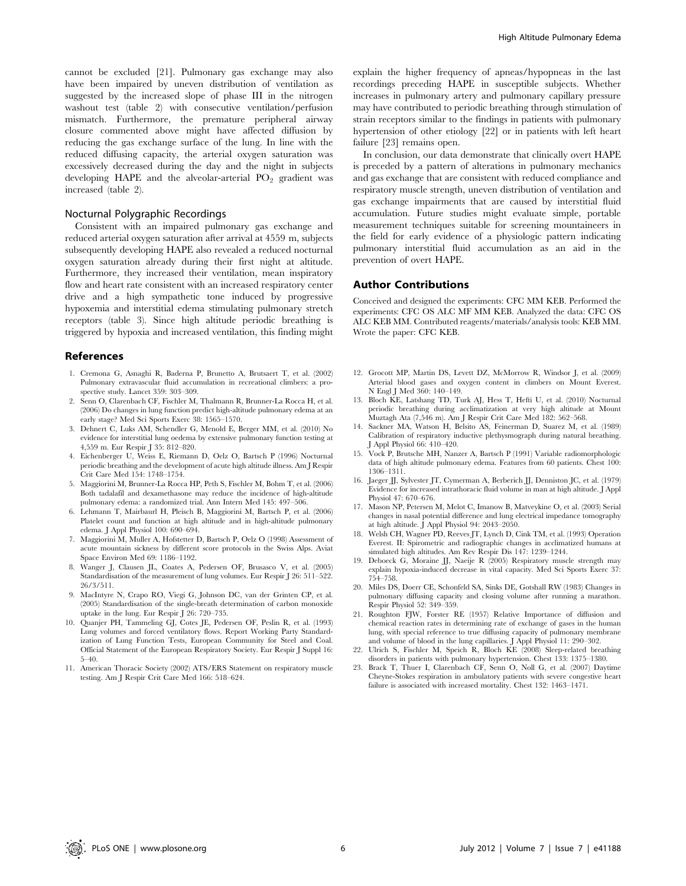cannot be excluded [21]. Pulmonary gas exchange may also have been impaired by uneven distribution of ventilation as suggested by the increased slope of phase III in the nitrogen washout test (table 2) with consecutive ventilation/perfusion mismatch. Furthermore, the premature peripheral airway closure commented above might have affected diffusion by reducing the gas exchange surface of the lung. In line with the reduced diffusing capacity, the arterial oxygen saturation was excessively decreased during the day and the night in subjects developing HAPE and the alveolar-arterial $PO_2$ gradient was increased (table 2).

### Nocturnal Polygraphic Recordings

Consistent with an impaired pulmonary gas exchange and reduced arterial oxygen saturation after arrival at 4559 m, subjects subsequently developing HAPE also revealed a reduced nocturnal oxygen saturation already during their first night at altitude. Furthermore, they increased their ventilation, mean inspiratory flow and heart rate consistent with an increased respiratory center drive and a high sympathetic tone induced by progressive hypoxemia and interstitial edema stimulating pulmonary stretch receptors (table 3). Since high altitude periodic breathing is triggered by hypoxia and increased ventilation, this finding might explain the higher frequency of apneas/hypopneas in the last recordings preceding HAPE in susceptible subjects. Whether increases in pulmonary artery and pulmonary capillary pressure may have contributed to periodic breathing through stimulation of strain receptors similar to the findings in patients with pulmonary hypertension of other etiology [22] or in patients with left heart failure [23] remains open.

In conclusion, our data demonstrate that clinically overt HAPE is preceded by a pattern of alterations in pulmonary mechanics and gas exchange that are consistent with reduced compliance and respiratory muscle strength, uneven distribution of ventilation and gas exchange impairments that are caused by interstitial fluid accumulation. Future studies might evaluate simple, portable measurement techniques suitable for screening mountaineers in the field for early evidence of a physiologic pattern indicating pulmonary interstitial fluid accumulation as an aid in the prevention of overt HAPE.

## Author Contributions

Conceived and designed the experiments: CFC MM KEB. Performed the experiments: CFC OS ALC MF MM KEB. Analyzed the data: CFC OS ALC KEB MM. Contributed reagents/materials/analysis tools: KEB MM. Wrote the paper: CFC KEB.

## References

1. Cremona G, Asnaghi R, Baderna P, Brunetto A, Brutsaert T, et al. (2002) Pulmonary extravascular fluid accumulation in recreational climbers: a prospective study. Lancet 359: 303–309.
2. Senn O, Clarenbach CF, Fischler M, Thalmann R, Brunner-La Rocca H, et al. (2006) Do changes in lung function predict high-altitude pulmonary edema at an early stage? Med Sci Sports Exerc 38: 1565–1570.
3. Dehnert C, Luks AM, Schendler G, Menold E, Berger MM, et al. (2010) No evidence for interstitial lung oedema by extensive pulmonary function testing at 4,559 m. Eur Respir J 35: 812–820.
4. Eichenberger U, Weiss E, Riemann D, Oelz O, Bartsch P (1996) Nocturnal periodic breathing and the development of acute high altitude illness. Am J Respir Crit Care Med 154: 1748–1754.
5. Maggiorini M, Brunner-La Rocca HP, Peth S, Fischler M, Bohm T, et al. (2006) Both tadalafil and dexamethasone may reduce the incidence of high-altitude pulmonary edema: a randomized trial. Ann Intern Med 145: 497–506.
6. Lehmann T, Mairbaurl H, Pleisch B, Maggiorini M, Bartsch P, et al. (2006) Platelet count and function at high altitude and in high-altitude pulmonary edema. J Appl Physiol 100: 690–694.
7. Maggiorini M, Muller A, Hofstetter D, Bartsch P, Oelz O (1998) Assessment of acute mountain sickness by different score protocols in the Swiss Alps. Aviat Space Environ Med 69: 1186–1192.
8. Wanger J, Clausen JL, Coates A, Pedersen OF, Brusasco V, et al. (2005) Standardisation of the measurement of lung volumes. Eur Respir J 26: 511–522. 26/3/511.
9. MacIntyre N, Crapo RO, Viegi G, Johnson DC, van der Grinten CP, et al. (2005) Standardisation of the single-breath determination of carbon monoxide uptake in the lung. Eur Respir J 26: 720–735.
10. Quanjer PH, Tammeling GJ, Cotes JE, Pedersen OF, Peslin R, et al. (1993) Lung volumes and forced ventilatory flows. Report Working Party Standardization of Lung Function Tests, European Community for Steel and Coal. Official Statement of the European Respiratory Society. Eur Respir J Suppl 16: 5–40.
11. American Thoracic Society (2002) ATS/ERS Statement on respiratory muscle testing. Am J Respir Crit Care Med 166: 518–624.
12. Grocott MP, Martin DS, Levett DZ, McMorrow R, Windsor J, et al. (2009) Arterial blood gases and oxygen content in climbers on Mount Everest. N Engl J Med 360: 140–149.
13. Bloch KE, Latshang TD, Turk AJ, Hess T, Hefti U, et al. (2010) Nocturnal periodic breathing during acclimatization at very high altitude at Mount Muztagh Ata (7,546 m). Am J Respir Crit Care Med 182: 562–568.
14. Sackner MA, Watson H, Belsito AS, Feinerman D, Suarez M, et al. (1989) Calibration of respiratory inductive plethysmograph during natural breathing. J Appl Physiol 66: 410–420.
15. Vock P, Brutsche MH, Nanzer A, Bartsch P (1991) Variable radiomorphologic data of high altitude pulmonary edema. Features from 60 patients. Chest 100: 1306–1311.
16. Jaeger JJ, Sylvester JT, Cymerman A, Berberich JJ, Denniston JC, et al. (1979) Evidence for increased intrathoracic fluid volume in man at high altitude. J Appl Physiol 47: 670–676.
17. Mason NP, Petersen M, Melot C, Imanow B, Matveykine O, et al. (2003) Serial changes in nasal potential difference and lung electrical impedance tomography at high altitude. J Appl Physiol 94: 2043–2050.
18. Welsh CH, Wagner PD, Reeves JT, Lynch D, Cink TM, et al. (1993) Operation Everest. II: Spirometric and radiographic changes in acclimatized humans at simulated high altitudes. Am Rev Respir Dis 147: 1239–1244.
19. Deboeck G, Moraine JJ, Naeije R (2005) Respiratory muscle strength may explain hypoxia-induced decrease in vital capacity. Med Sci Sports Exerc 37: 754–758.
20. Miles DS, Doerr CE, Schonfeld SA, Sinks DE, Gotshall RW (1983) Changes in pulmonary diffusing capacity and closing volume after running a marathon. Respir Physiol 52: 349–359.
21. Roughton FJW, Forster RE (1957) Relative Importance of diffusion and chemical reaction rates in determining rate of exchange of gases in the human lung, with special reference to true diffusing capacity of pulmonary membrane and volume of blood in the lung capillaries. J Appl Physiol 11: 290–302.
22. Ulrich S, Fischler M, Speich R, Bloch KE (2008) Sleep-related breathing disorders in patients with pulmonary hypertension. Chest 133: 1375–1380.
23. Brack T, Thuer I, Clarenbach CF, Senn O, Noll G, et al. (2007) Daytime Cheyne-Stokes respiration in ambulatory patients with severe congestive heart failure is associated with increased mortality. Chest 132: 1463–1471.